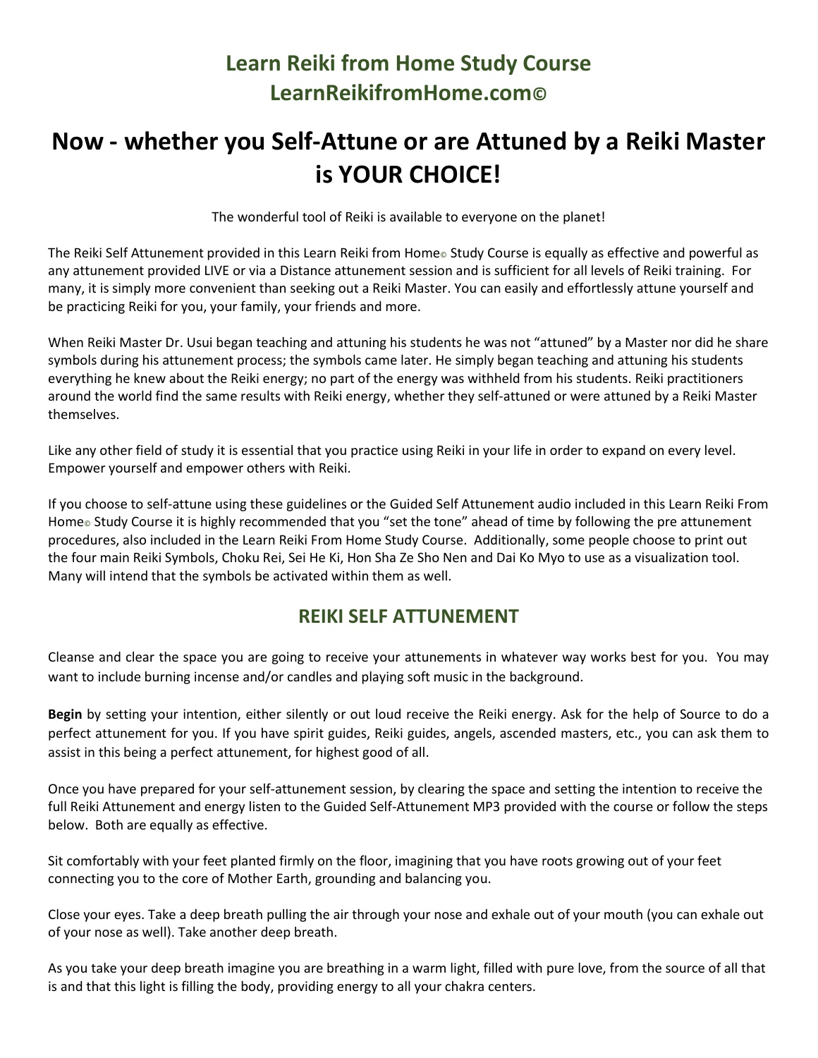## Learn Reiki from Home Study Course
## LearnReikifromHome.com©

# Now - whether you Self-Attune or are Attuned by a Reiki Master is YOUR CHOICE!

The wonderful tool of Reiki is available to everyone on the planet!

The Reiki Self Attunement provided in this Learn Reiki from Home© Study Course is equally as effective and powerful as any attunement provided LIVE or via a Distance attunement session and is sufficient for all levels of Reiki training. For many, it is simply more convenient than seeking out a Reiki Master. You can easily and effortlessly attune yourself and be practicing Reiki for you, your family, your friends and more.

When Reiki Master Dr. Usui began teaching and attuning his students he was not "attuned" by a Master nor did he share symbols during his attunement process; the symbols came later. He simply began teaching and attuning his students everything he knew about the Reiki energy; no part of the energy was withheld from his students. Reiki practitioners around the world find the same results with Reiki energy, whether they self-attuned or were attuned by a Reiki Master themselves.

Like any other field of study it is essential that you practice using Reiki in your life in order to expand on every level. Empower yourself and empower others with Reiki.

If you choose to self-attune using these guidelines or the Guided Self Attunement audio included in this Learn Reiki From Home© Study Course it is highly recommended that you "set the tone" ahead of time by following the pre attunement procedures, also included in the Learn Reiki From Home Study Course. Additionally, some people choose to print out the four main Reiki Symbols, Choku Rei, Sei He Ki, Hon Sha Ze Sho Nen and Dai Ko Myo to use as a visualization tool. Many will intend that the symbols be activated within them as well.

## REIKI SELF ATTUNEMENT

Cleanse and clear the space you are going to receive your attunements in whatever way works best for you. You may want to include burning incense and/or candles and playing soft music in the background.

**Begin** by setting your intention, either silently or out loud receive the Reiki energy. Ask for the help of Source to do a perfect attunement for you. If you have spirit guides, Reiki guides, angels, ascended masters, etc., you can ask them to assist in this being a perfect attunement, for highest good of all.

Once you have prepared for your self-attunement session, by clearing the space and setting the intention to receive the full Reiki Attunement and energy listen to the Guided Self-Attunement MP3 provided with the course or follow the steps below. Both are equally as effective.

Sit comfortably with your feet planted firmly on the floor, imagining that you have roots growing out of your feet connecting you to the core of Mother Earth, grounding and balancing you.

Close your eyes. Take a deep breath pulling the air through your nose and exhale out of your mouth (you can exhale out of your nose as well). Take another deep breath.

As you take your deep breath imagine you are breathing in a warm light, filled with pure love, from the source of all that is and that this light is filling the body, providing energy to all your chakra centers.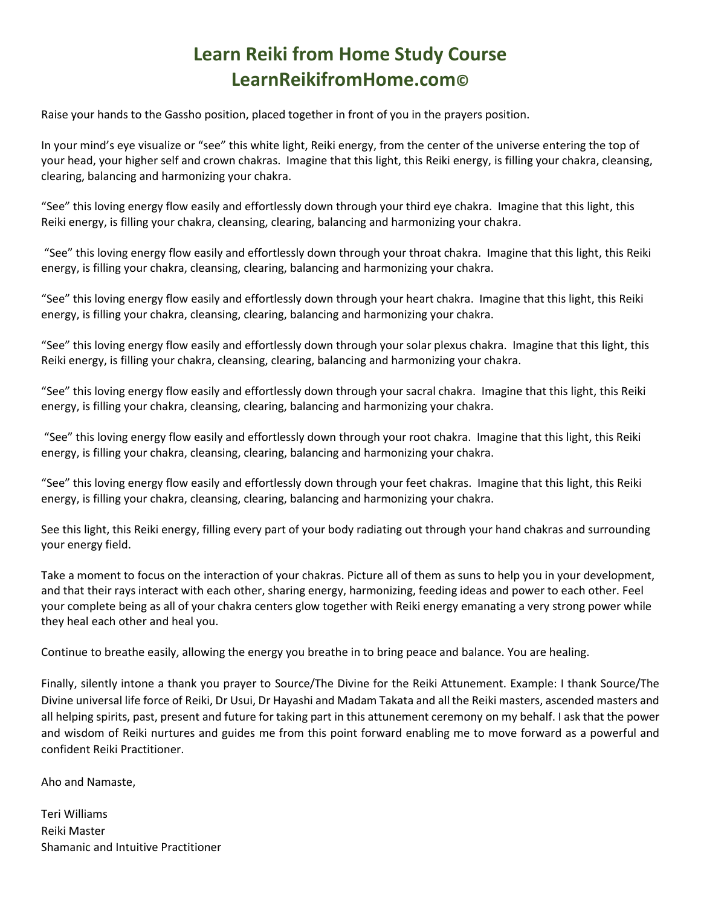# Learn Reiki from Home Study Course
# LearnReikifromHome.com©

Raise your hands to the Gassho position, placed together in front of you in the prayers position.

In your mind's eye visualize or "see" this white light, Reiki energy, from the center of the universe entering the top of your head, your higher self and crown chakras. Imagine that this light, this Reiki energy, is filling your chakra, cleansing, clearing, balancing and harmonizing your chakra.

"See" this loving energy flow easily and effortlessly down through your third eye chakra. Imagine that this light, this Reiki energy, is filling your chakra, cleansing, clearing, balancing and harmonizing your chakra.

"See" this loving energy flow easily and effortlessly down through your throat chakra. Imagine that this light, this Reiki energy, is filling your chakra, cleansing, clearing, balancing and harmonizing your chakra.

"See" this loving energy flow easily and effortlessly down through your heart chakra. Imagine that this light, this Reiki energy, is filling your chakra, cleansing, clearing, balancing and harmonizing your chakra.

"See" this loving energy flow easily and effortlessly down through your solar plexus chakra. Imagine that this light, this Reiki energy, is filling your chakra, cleansing, clearing, balancing and harmonizing your chakra.

"See" this loving energy flow easily and effortlessly down through your sacral chakra. Imagine that this light, this Reiki energy, is filling your chakra, cleansing, clearing, balancing and harmonizing your chakra.

"See" this loving energy flow easily and effortlessly down through your root chakra. Imagine that this light, this Reiki energy, is filling your chakra, cleansing, clearing, balancing and harmonizing your chakra.

"See" this loving energy flow easily and effortlessly down through your feet chakras. Imagine that this light, this Reiki energy, is filling your chakra, cleansing, clearing, balancing and harmonizing your chakra.

See this light, this Reiki energy, filling every part of your body radiating out through your hand chakras and surrounding your energy field.

Take a moment to focus on the interaction of your chakras. Picture all of them as suns to help you in your development, and that their rays interact with each other, sharing energy, harmonizing, feeding ideas and power to each other. Feel your complete being as all of your chakra centers glow together with Reiki energy emanating a very strong power while they heal each other and heal you.

Continue to breathe easily, allowing the energy you breathe in to bring peace and balance. You are healing.

Finally, silently intone a thank you prayer to Source/The Divine for the Reiki Attunement. Example: I thank Source/The Divine universal life force of Reiki, Dr Usui, Dr Hayashi and Madam Takata and all the Reiki masters, ascended masters and all helping spirits, past, present and future for taking part in this attunement ceremony on my behalf. I ask that the power and wisdom of Reiki nurtures and guides me from this point forward enabling me to move forward as a powerful and confident Reiki Practitioner.

Aho and Namaste,

Teri Williams
Reiki Master
Shamanic and Intuitive Practitioner